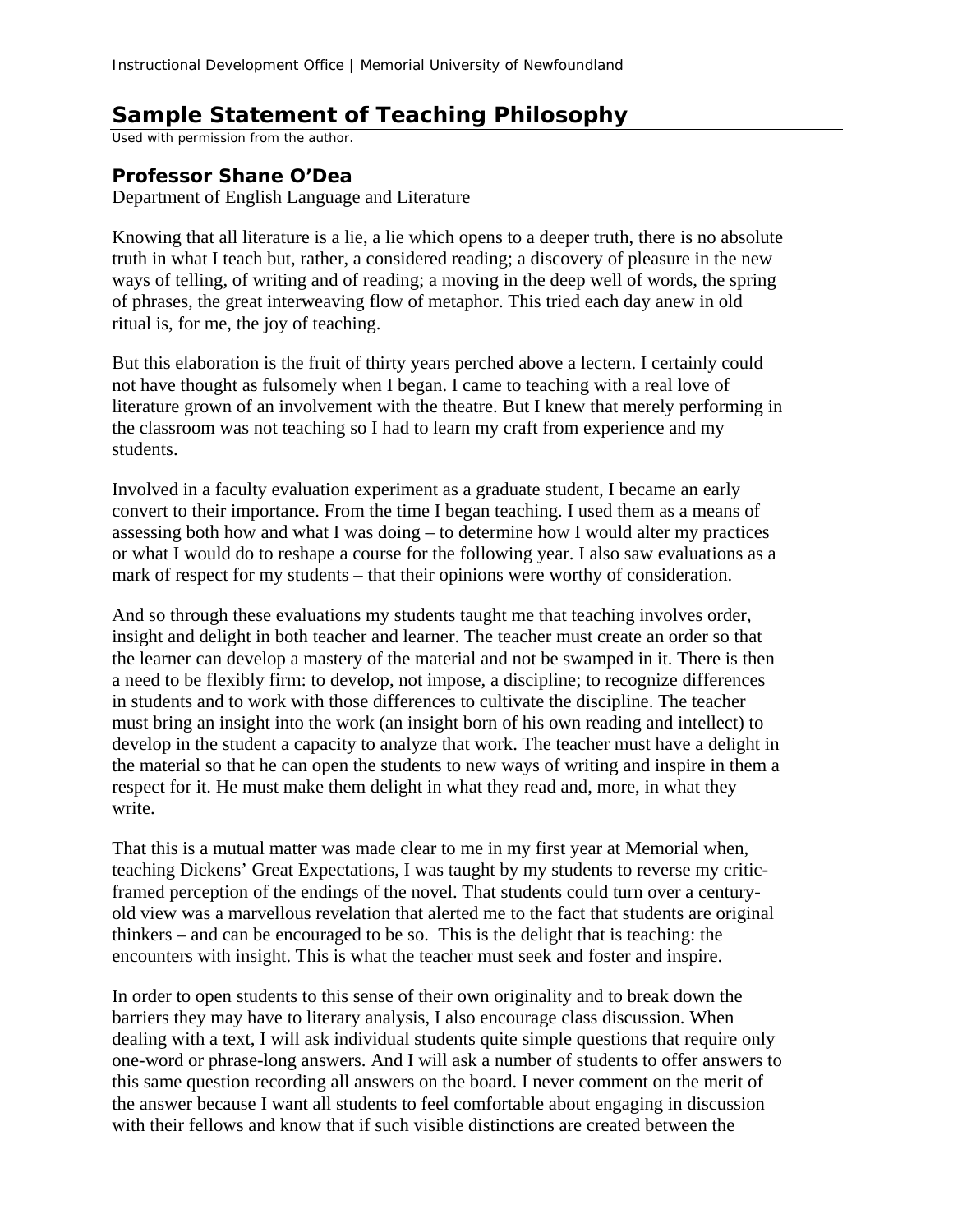# Sample Statement of Teaching Philosophy

*Used with permission from the author.*

### Professor Shane O'Dea

Department of English Language and Literature

Knowing that all literature is a lie, a lie which opens to a deeper truth, there is no absolute truth in what I teach but, rather, a considered reading; a discovery of pleasure in the new ways of telling, of writing and of reading; a moving in the deep well of words, the spring of phrases, the great interweaving flow of metaphor. This tried each day anew in old ritual is, for me, the joy of teaching.

But this elaboration is the fruit of thirty years perched above a lectern. I certainly could not have thought as fulsomely when I began. I came to teaching with a real love of literature grown of an involvement with the theatre. But I knew that merely performing in the classroom was not teaching so I had to learn my craft from experience and my students.

Involved in a faculty evaluation experiment as a graduate student, I became an early convert to their importance. From the time I began teaching. I used them as a means of assessing both how and what I was doing – to determine how I would alter my practices or what I would do to reshape a course for the following year. I also saw evaluations as a mark of respect for my students – that their opinions were worthy of consideration.

And so through these evaluations my students taught me that teaching involves order, insight and delight in both teacher and learner. The teacher must create an order so that the learner can develop a mastery of the material and not be swamped in it. There is then a need to be flexibly firm: to develop, not impose, a discipline; to recognize differences in students and to work with those differences to cultivate the discipline. The teacher must bring an insight into the work (an insight born of his own reading and intellect) to develop in the student a capacity to analyze that work. The teacher must have a delight in the material so that he can open the students to new ways of writing and inspire in them a respect for it. He must make them delight in what they read and, more, in what they write.

That this is a mutual matter was made clear to me in my first year at Memorial when, teaching Dickens' Great Expectations, I was taught by my students to reverse my critic-framed perception of the endings of the novel. That students could turn over a century-old view was a marvellous revelation that alerted me to the fact that students are original thinkers – and can be encouraged to be so. This is the delight that is teaching: the encounters with insight. This is what the teacher must seek and foster and inspire.

In order to open students to this sense of their own originality and to break down the barriers they may have to literary analysis, I also encourage class discussion. When dealing with a text, I will ask individual students quite simple questions that require only one-word or phrase-long answers. And I will ask a number of students to offer answers to this same question recording all answers on the board. I never comment on the merit of the answer because I want all students to feel comfortable about engaging in discussion with their fellows and know that if such visible distinctions are created between the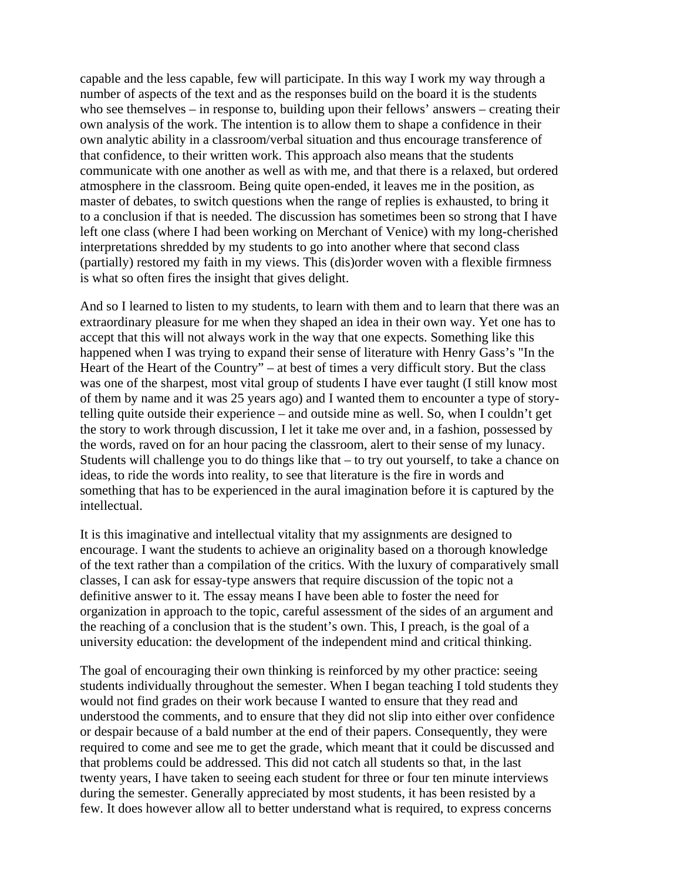capable and the less capable, few will participate. In this way I work my way through a number of aspects of the text and as the responses build on the board it is the students who see themselves – in response to, building upon their fellows' answers – creating their own analysis of the work. The intention is to allow them to shape a confidence in their own analytic ability in a classroom/verbal situation and thus encourage transference of that confidence, to their written work. This approach also means that the students communicate with one another as well as with me, and that there is a relaxed, but ordered atmosphere in the classroom. Being quite open-ended, it leaves me in the position, as master of debates, to switch questions when the range of replies is exhausted, to bring it to a conclusion if that is needed. The discussion has sometimes been so strong that I have left one class (where I had been working on Merchant of Venice) with my long-cherished interpretations shredded by my students to go into another where that second class (partially) restored my faith in my views. This (dis)order woven with a flexible firmness is what so often fires the insight that gives delight.

And so I learned to listen to my students, to learn with them and to learn that there was an extraordinary pleasure for me when they shaped an idea in their own way. Yet one has to accept that this will not always work in the way that one expects. Something like this happened when I was trying to expand their sense of literature with Henry Gass's "In the Heart of the Heart of the Country" – at best of times a very difficult story. But the class was one of the sharpest, most vital group of students I have ever taught (I still know most of them by name and it was 25 years ago) and I wanted them to encounter a type of story-telling quite outside their experience – and outside mine as well. So, when I couldn't get the story to work through discussion, I let it take me over and, in a fashion, possessed by the words, raved on for an hour pacing the classroom, alert to their sense of my lunacy. Students will challenge you to do things like that – to try out yourself, to take a chance on ideas, to ride the words into reality, to see that literature is the fire in words and something that has to be experienced in the aural imagination before it is captured by the intellectual.

It is this imaginative and intellectual vitality that my assignments are designed to encourage. I want the students to achieve an originality based on a thorough knowledge of the text rather than a compilation of the critics. With the luxury of comparatively small classes, I can ask for essay-type answers that require discussion of the topic not a definitive answer to it. The essay means I have been able to foster the need for organization in approach to the topic, careful assessment of the sides of an argument and the reaching of a conclusion that is the student's own. This, I preach, is the goal of a university education: the development of the independent mind and critical thinking.

The goal of encouraging their own thinking is reinforced by my other practice: seeing students individually throughout the semester. When I began teaching I told students they would not find grades on their work because I wanted to ensure that they read and understood the comments, and to ensure that they did not slip into either over confidence or despair because of a bald number at the end of their papers. Consequently, they were required to come and see me to get the grade, which meant that it could be discussed and that problems could be addressed. This did not catch all students so that, in the last twenty years, I have taken to seeing each student for three or four ten minute interviews during the semester. Generally appreciated by most students, it has been resisted by a few. It does however allow all to better understand what is required, to express concerns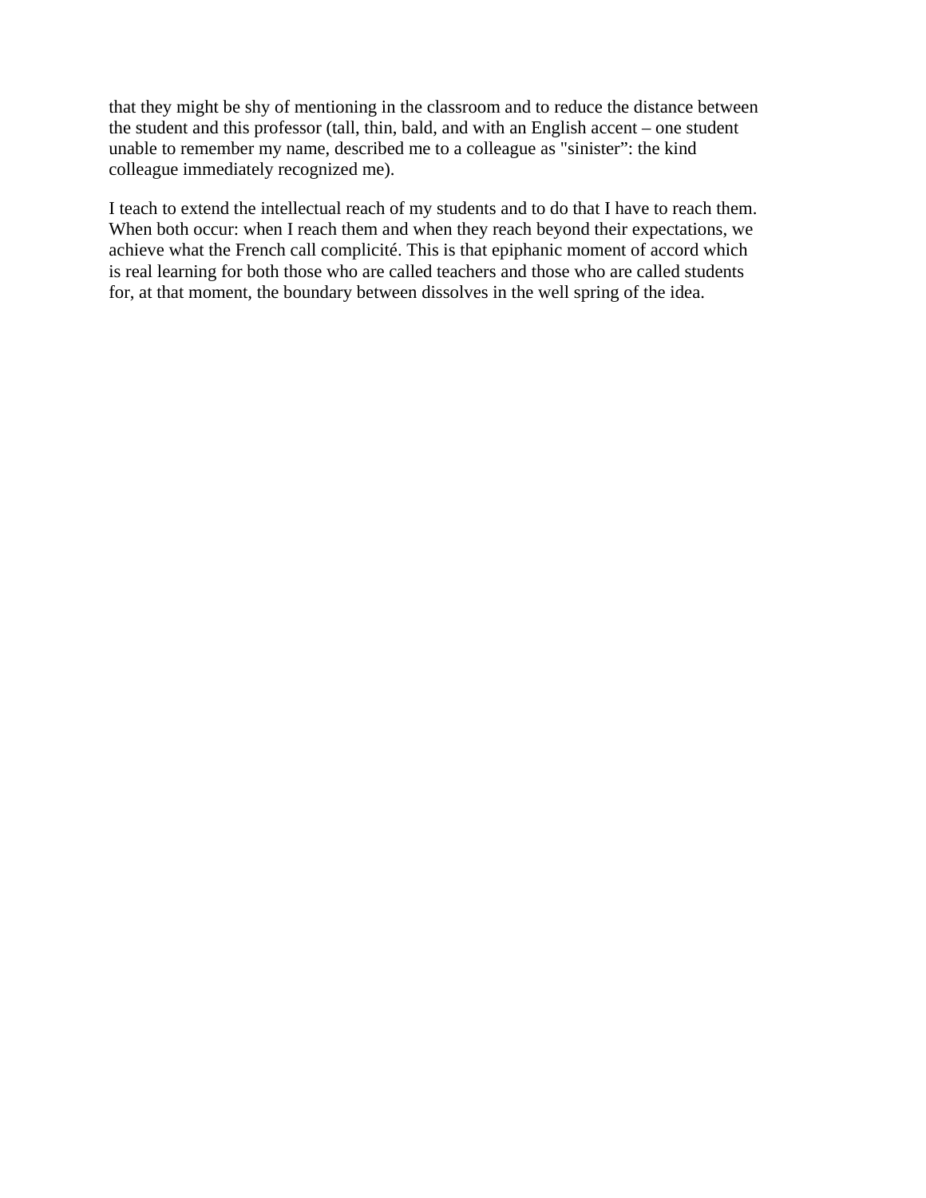that they might be shy of mentioning in the classroom and to reduce the distance between the student and this professor (tall, thin, bald, and with an English accent – one student unable to remember my name, described me to a colleague as "sinister": the kind colleague immediately recognized me).

I teach to extend the intellectual reach of my students and to do that I have to reach them. When both occur: when I reach them and when they reach beyond their expectations, we achieve what the French call complicité. This is that epiphanic moment of accord which is real learning for both those who are called teachers and those who are called students for, at that moment, the boundary between dissolves in the well spring of the idea.